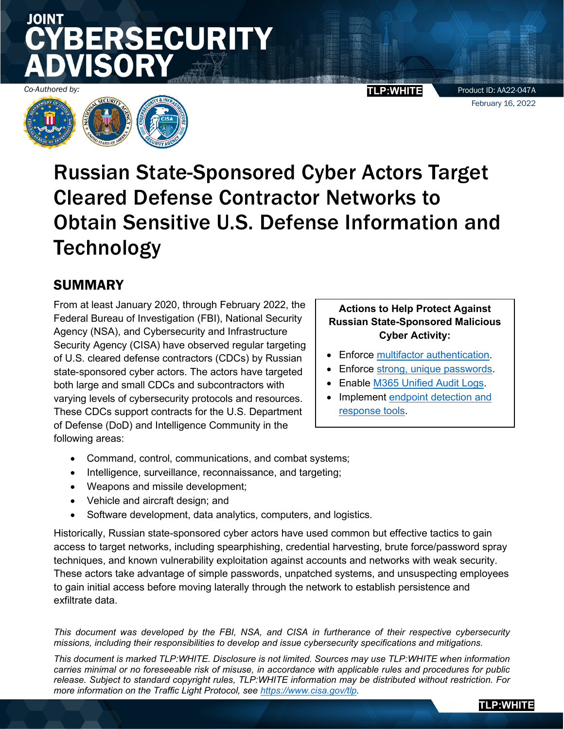# JOINT CYBERSECURITY ADVISORY

*Co-Authored by:*

TLP:WHITE

Product ID: AA22-047A

February 16, 2022

# Russian State-Sponsored Cyber Actors Target Cleared Defense Contractor Networks to Obtain Sensitive U.S. Defense Information and Technology

## SUMMARY

From at least January 2020, through February 2022, the Federal Bureau of Investigation (FBI), National Security Agency (NSA), and Cybersecurity and Infrastructure Security Agency (CISA) have observed regular targeting of U.S. cleared defense contractors (CDCs) by Russian state-sponsored cyber actors. The actors have targeted both large and small CDCs and subcontractors with varying levels of cybersecurity protocols and resources. These CDCs support contracts for the U.S. Department of Defense (DoD) and Intelligence Community in the following areas:

- Command, control, communications, and combat systems;
- Intelligence, surveillance, reconnaissance, and targeting;
- Weapons and missile development;
- Vehicle and aircraft design; and
- Software development, data analytics, computers, and logistics.

Historically, Russian state-sponsored cyber actors have used common but effective tactics to gain access to target networks, including spearphishing, credential harvesting, brute force/password spray techniques, and known vulnerability exploitation against accounts and networks with weak security. These actors take advantage of simple passwords, unpatched systems, and unsuspecting employees to gain initial access before moving laterally through the network to establish persistence and exfiltrate data.

**Actions to Help Protect Against Russian State-Sponsored Malicious Cyber Activity:**

- Enforce multifactor authentication.
- Enforce strong, unique passwords.
- Enable M365 Unified Audit Logs.
- Implement endpoint detection and response tools.

*This document was developed by the FBI, NSA, and CISA in furtherance of their respective cybersecurity missions, including their responsibilities to develop and issue cybersecurity specifications and mitigations.*

*This document is marked TLP:WHITE. Disclosure is not limited. Sources may use TLP:WHITE when information carries minimal or no foreseeable risk of misuse, in accordance with applicable rules and procedures for public release. Subject to standard copyright rules, TLP:WHITE information may be distributed without restriction. For more information on the Traffic Light Protocol, see https://www.cisa.gov/tlp.*

TLP:WHITE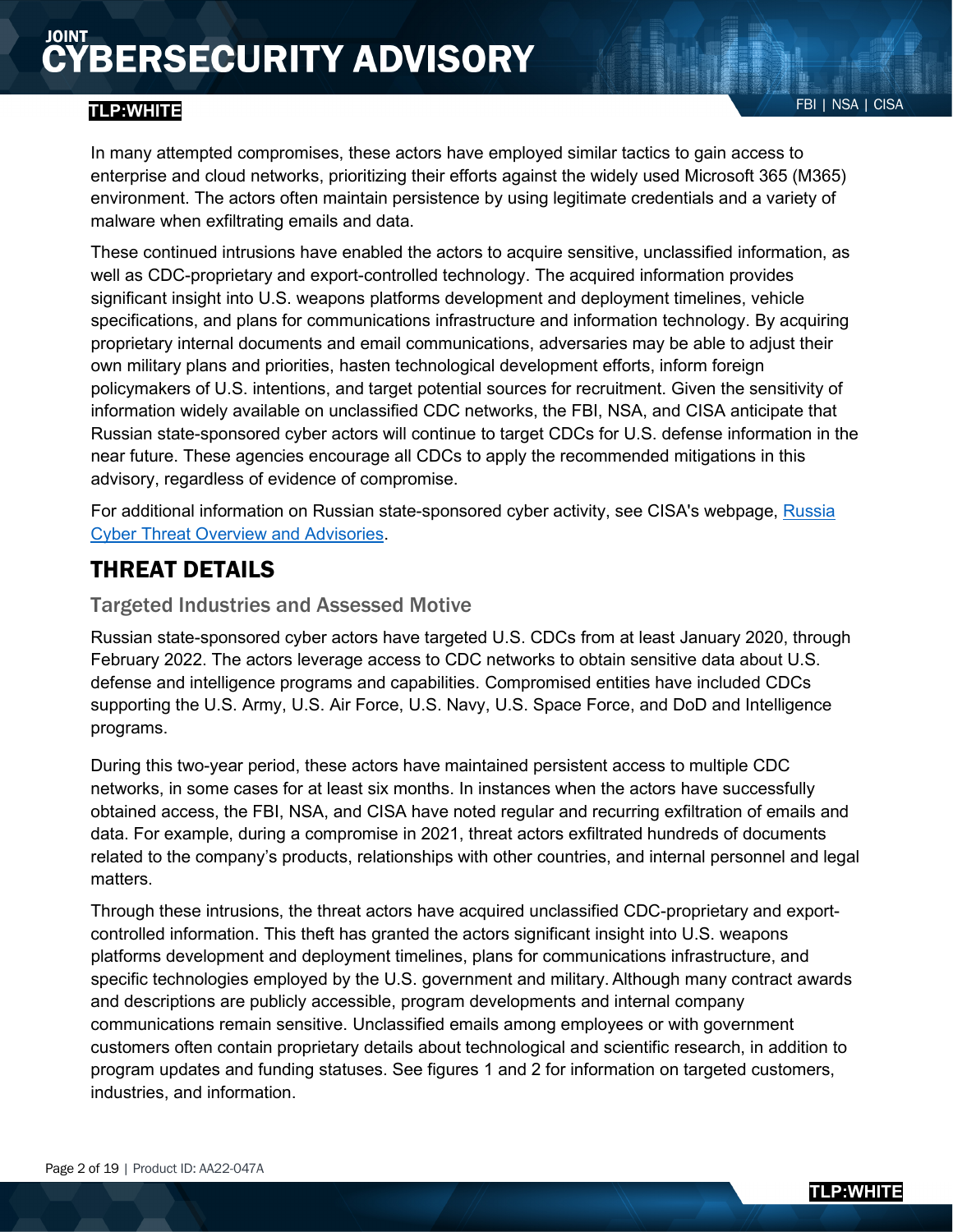In many attempted compromises, these actors have employed similar tactics to gain access to enterprise and cloud networks, prioritizing their efforts against the widely used Microsoft 365 (M365) environment. The actors often maintain persistence by using legitimate credentials and a variety of malware when exfiltrating emails and data.

These continued intrusions have enabled the actors to acquire sensitive, unclassified information, as well as CDC-proprietary and export-controlled technology. The acquired information provides significant insight into U.S. weapons platforms development and deployment timelines, vehicle specifications, and plans for communications infrastructure and information technology. By acquiring proprietary internal documents and email communications, adversaries may be able to adjust their own military plans and priorities, hasten technological development efforts, inform foreign policymakers of U.S. intentions, and target potential sources for recruitment. Given the sensitivity of information widely available on unclassified CDC networks, the FBI, NSA, and CISA anticipate that Russian state-sponsored cyber actors will continue to target CDCs for U.S. defense information in the near future. These agencies encourage all CDCs to apply the recommended mitigations in this advisory, regardless of evidence of compromise.

For additional information on Russian state-sponsored cyber activity, see CISA's webpage, [Russia Cyber Threat Overview and Advisories](https://www.cisa.gov/uscert/russia).

## THREAT DETAILS

### Targeted Industries and Assessed Motive

Russian state-sponsored cyber actors have targeted U.S. CDCs from at least January 2020, through February 2022. The actors leverage access to CDC networks to obtain sensitive data about U.S. defense and intelligence programs and capabilities. Compromised entities have included CDCs supporting the U.S. Army, U.S. Air Force, U.S. Navy, U.S. Space Force, and DoD and Intelligence programs.

During this two-year period, these actors have maintained persistent access to multiple CDC networks, in some cases for at least six months. In instances when the actors have successfully obtained access, the FBI, NSA, and CISA have noted regular and recurring exfiltration of emails and data. For example, during a compromise in 2021, threat actors exfiltrated hundreds of documents related to the company's products, relationships with other countries, and internal personnel and legal matters.

Through these intrusions, the threat actors have acquired unclassified CDC-proprietary and export-controlled information. This theft has granted the actors significant insight into U.S. weapons platforms development and deployment timelines, plans for communications infrastructure, and specific technologies employed by the U.S. government and military. Although many contract awards and descriptions are publicly accessible, program developments and internal company communications remain sensitive. Unclassified emails among employees or with government customers often contain proprietary details about technological and scientific research, in addition to program updates and funding statuses. See figures 1 and 2 for information on targeted customers, industries, and information.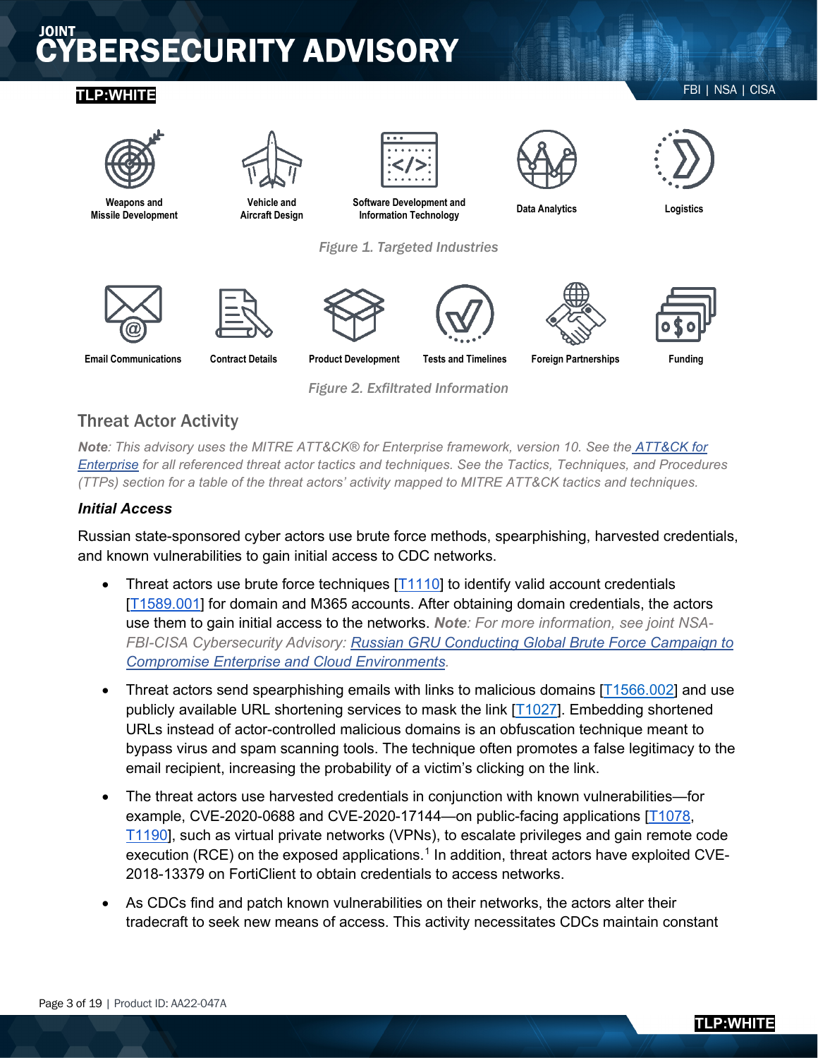Weapons and Missile Development

Vehicle and Aircraft Design

Software Development and Information Technology

Data Analytics

Logistics

*Figure 1. Targeted Industries*

Email Communications

Contract Details

Product Development

Tests and Timelines

Foreign Partnerships

Funding

*Figure 2. Exfiltrated Information*

## Threat Actor Activity

***Note**: This advisory uses the MITRE ATT&CK® for Enterprise framework, version 10. See the ATT&CK for Enterprise for all referenced threat actor tactics and techniques. See the Tactics, Techniques, and Procedures (TTPs) section for a table of the threat actors' activity mapped to MITRE ATT&CK tactics and techniques.*

### *Initial Access*

Russian state-sponsored cyber actors use brute force methods, spearphishing, harvested credentials, and known vulnerabilities to gain initial access to CDC networks.

- Threat actors use brute force techniques [T1110] to identify valid account credentials [T1589.001] for domain and M365 accounts. After obtaining domain credentials, the actors use them to gain initial access to the networks. ***Note**: For more information, see joint NSA-FBI-CISA Cybersecurity Advisory: Russian GRU Conducting Global Brute Force Campaign to Compromise Enterprise and Cloud Environments.*
- Threat actors send spearphishing emails with links to malicious domains [T1566.002] and use publicly available URL shortening services to mask the link [T1027]. Embedding shortened URLs instead of actor-controlled malicious domains is an obfuscation technique meant to bypass virus and spam scanning tools. The technique often promotes a false legitimacy to the email recipient, increasing the probability of a victim's clicking on the link.
- The threat actors use harvested credentials in conjunction with known vulnerabilities—for example, CVE-2020-0688 and CVE-2020-17144—on public-facing applications [T1078, T1190], such as virtual private networks (VPNs), to escalate privileges and gain remote code execution (RCE) on the exposed applications.[1] In addition, threat actors have exploited CVE-2018-13379 on FortiClient to obtain credentials to access networks.
- As CDCs find and patch known vulnerabilities on their networks, the actors alter their tradecraft to seek new means of access. This activity necessitates CDCs maintain constant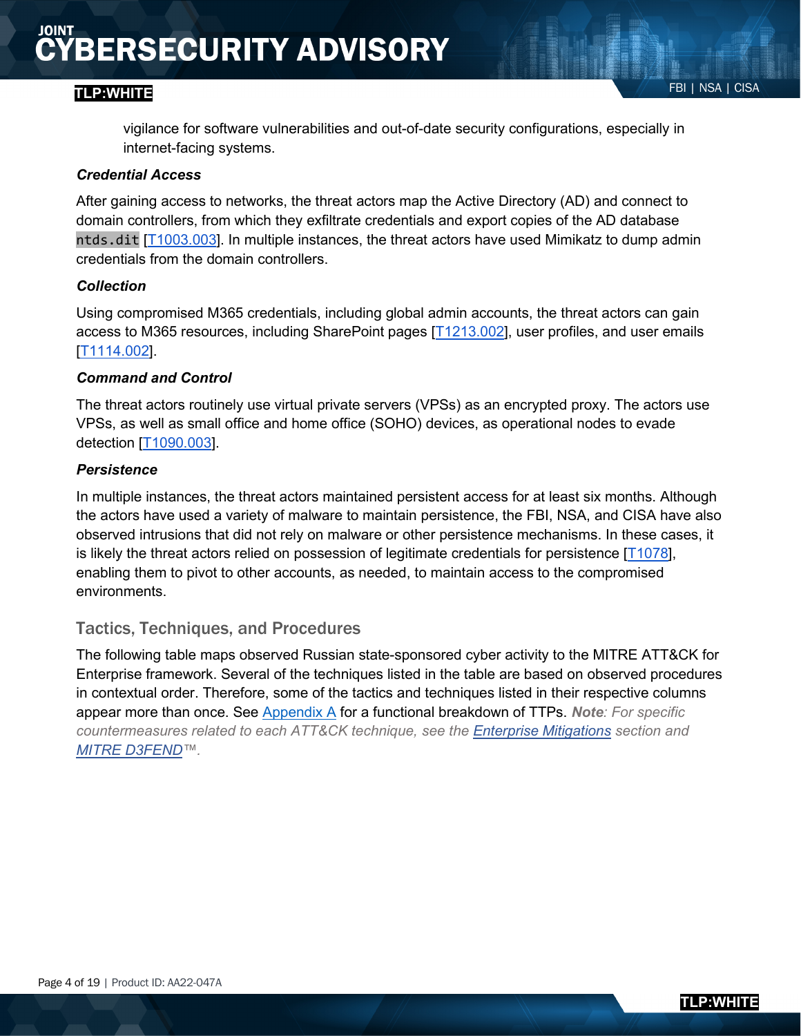vigilance for software vulnerabilities and out-of-date security configurations, especially in internet-facing systems.

***Credential Access***

After gaining access to networks, the threat actors map the Active Directory (AD) and connect to domain controllers, from which they exfiltrate credentials and export copies of the AD database `ntds.dit` [T1003.003]. In multiple instances, the threat actors have used Mimikatz to dump admin credentials from the domain controllers.

***Collection***

Using compromised M365 credentials, including global admin accounts, the threat actors can gain access to M365 resources, including SharePoint pages [T1213.002], user profiles, and user emails [T1114.002].

***Command and Control***

The threat actors routinely use virtual private servers (VPSs) as an encrypted proxy. The actors use VPSs, as well as small office and home office (SOHO) devices, as operational nodes to evade detection [T1090.003].

***Persistence***

In multiple instances, the threat actors maintained persistent access for at least six months. Although the actors have used a variety of malware to maintain persistence, the FBI, NSA, and CISA have also observed intrusions that did not rely on malware or other persistence mechanisms. In these cases, it is likely the threat actors relied on possession of legitimate credentials for persistence [T1078], enabling them to pivot to other accounts, as needed, to maintain access to the compromised environments.

## Tactics, Techniques, and Procedures

The following table maps observed Russian state-sponsored cyber activity to the MITRE ATT&CK for Enterprise framework. Several of the techniques listed in the table are based on observed procedures in contextual order. Therefore, some of the tactics and techniques listed in their respective columns appear more than once. See Appendix A for a functional breakdown of TTPs. ***Note***: *For specific countermeasures related to each ATT&CK technique, see the Enterprise Mitigations section and MITRE D3FEND™.*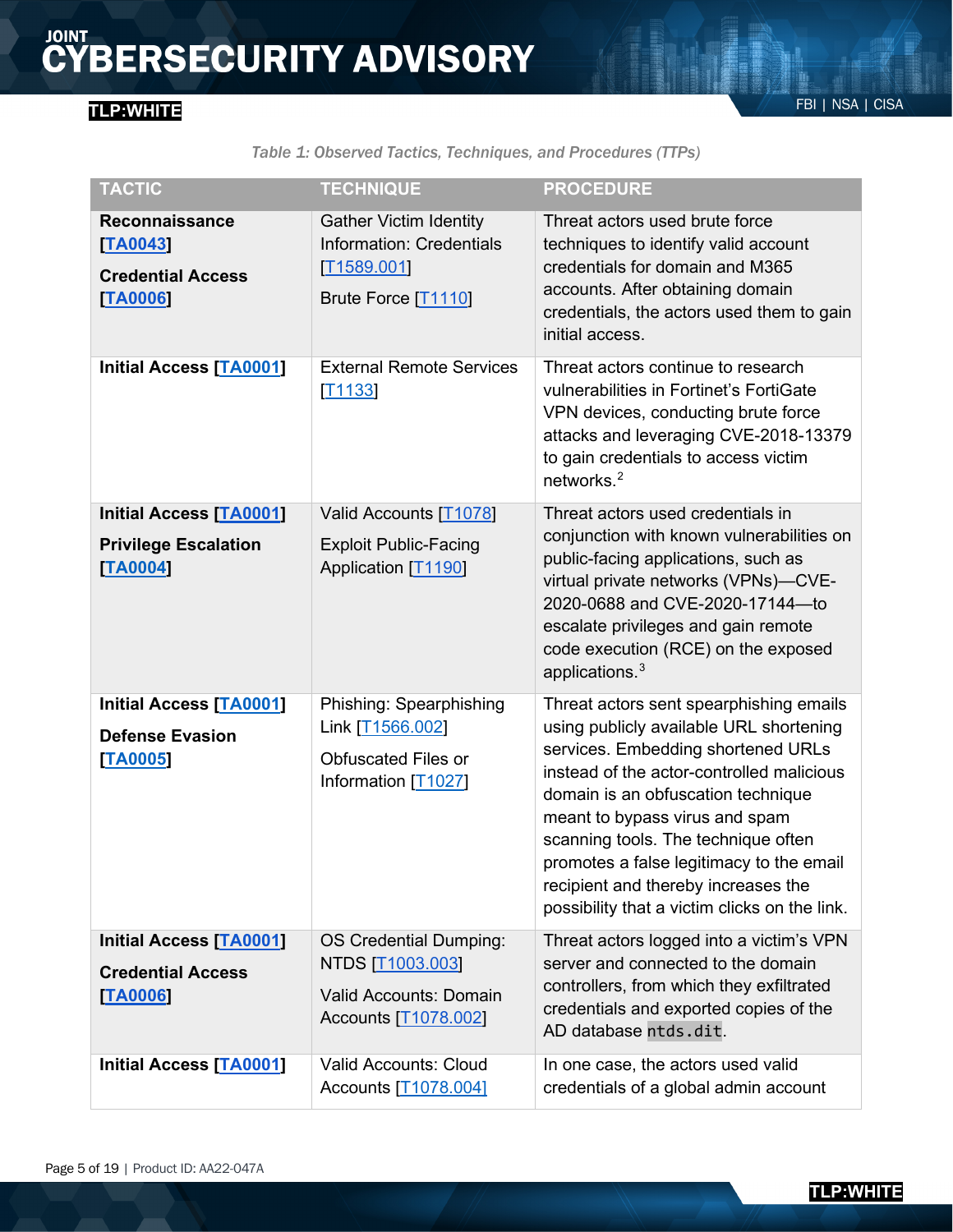*Table 1: Observed Tactics, Techniques, and Procedures (TTPs)*

| TACTIC | TECHNIQUE | PROCEDURE |
|---|---|---|
| **Reconnaissance [TA0043]** **Credential Access [TA0006]** | Gather Victim Identity Information: Credentials [T1589.001] Brute Force [T1110] | Threat actors used brute force techniques to identify valid account credentials for domain and M365 accounts. After obtaining domain credentials, the actors used them to gain initial access. |
| **Initial Access [TA0001]** | External Remote Services [T1133] | Threat actors continue to research vulnerabilities in Fortinet's FortiGate VPN devices, conducting brute force attacks and leveraging CVE-2018-13379 to gain credentials to access victim networks.[2] |
| **Initial Access [TA0001]** **Privilege Escalation [TA0004]** | Valid Accounts [T1078] Exploit Public-Facing Application [T1190] | Threat actors used credentials in conjunction with known vulnerabilities on public-facing applications, such as virtual private networks (VPNs)—CVE-2020-0688 and CVE-2020-17144—to escalate privileges and gain remote code execution (RCE) on the exposed applications.[3] |
| **Initial Access [TA0001]** **Defense Evasion [TA0005]** | Phishing: Spearphishing Link [T1566.002] Obfuscated Files or Information [T1027] | Threat actors sent spearphishing emails using publicly available URL shortening services. Embedding shortened URLs instead of the actor-controlled malicious domain is an obfuscation technique meant to bypass virus and spam scanning tools. The technique often promotes a false legitimacy to the email recipient and thereby increases the possibility that a victim clicks on the link. |
| **Initial Access [TA0001]** **Credential Access [TA0006]** | OS Credential Dumping: NTDS [T1003.003] Valid Accounts: Domain Accounts [T1078.002] | Threat actors logged into a victim's VPN server and connected to the domain controllers, from which they exfiltrated credentials and exported copies of the AD database `ntds.dit`. |
| **Initial Access [TA0001]** | Valid Accounts: Cloud Accounts [T1078.004] | In one case, the actors used valid credentials of a global admin account |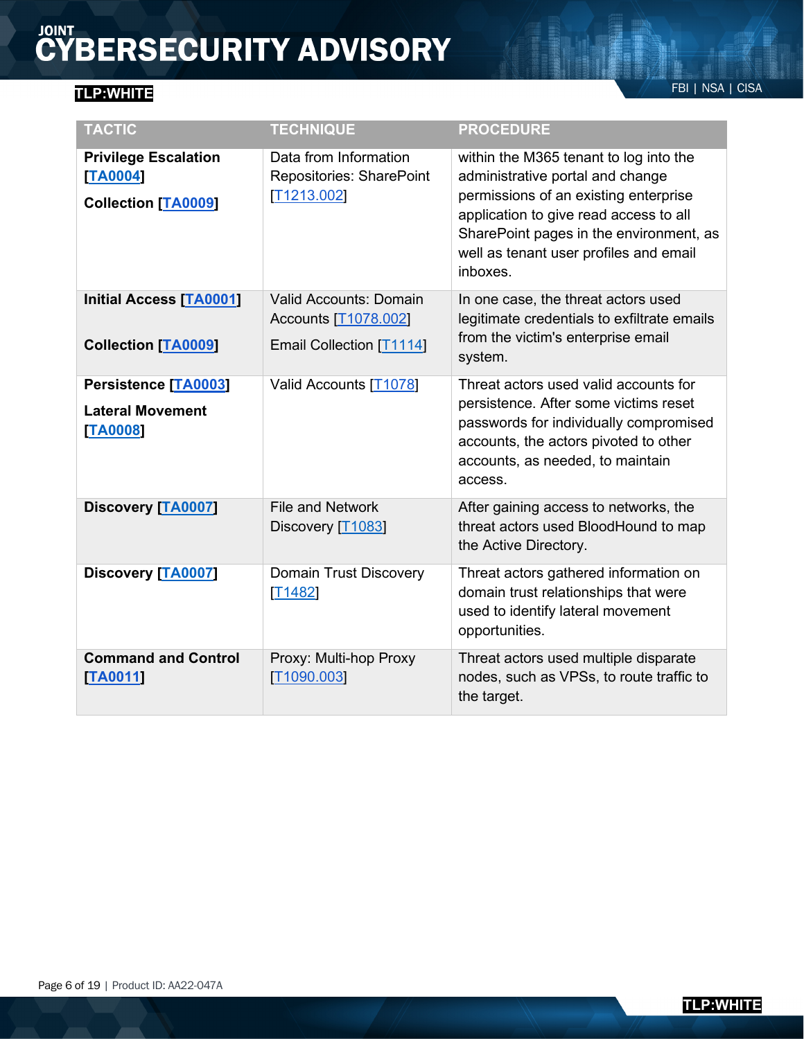| TACTIC | TECHNIQUE | PROCEDURE |
|---|---|---|
| **Privilege Escalation [TA0004]**<br><br>**Collection [TA0009]** | Data from Information Repositories: SharePoint [T1213.002] | within the M365 tenant to log into the administrative portal and change permissions of an existing enterprise application to give read access to all SharePoint pages in the environment, as well as tenant user profiles and email inboxes. |
| **Initial Access [TA0001]**<br><br>**Collection [TA0009]** | Valid Accounts: Domain Accounts [T1078.002]<br><br>Email Collection [T1114] | In one case, the threat actors used legitimate credentials to exfiltrate emails from the victim's enterprise email system. |
| **Persistence [TA0003]**<br><br>**Lateral Movement [TA0008]** | Valid Accounts [T1078] | Threat actors used valid accounts for persistence. After some victims reset passwords for individually compromised accounts, the actors pivoted to other accounts, as needed, to maintain access. |
| **Discovery [TA0007]** | File and Network Discovery [T1083] | After gaining access to networks, the threat actors used BloodHound to map the Active Directory. |
| **Discovery [TA0007]** | Domain Trust Discovery [T1482] | Threat actors gathered information on domain trust relationships that were used to identify lateral movement opportunities. |
| **Command and Control [TA0011]** | Proxy: Multi-hop Proxy [T1090.003] | Threat actors used multiple disparate nodes, such as VPSs, to route traffic to the target. |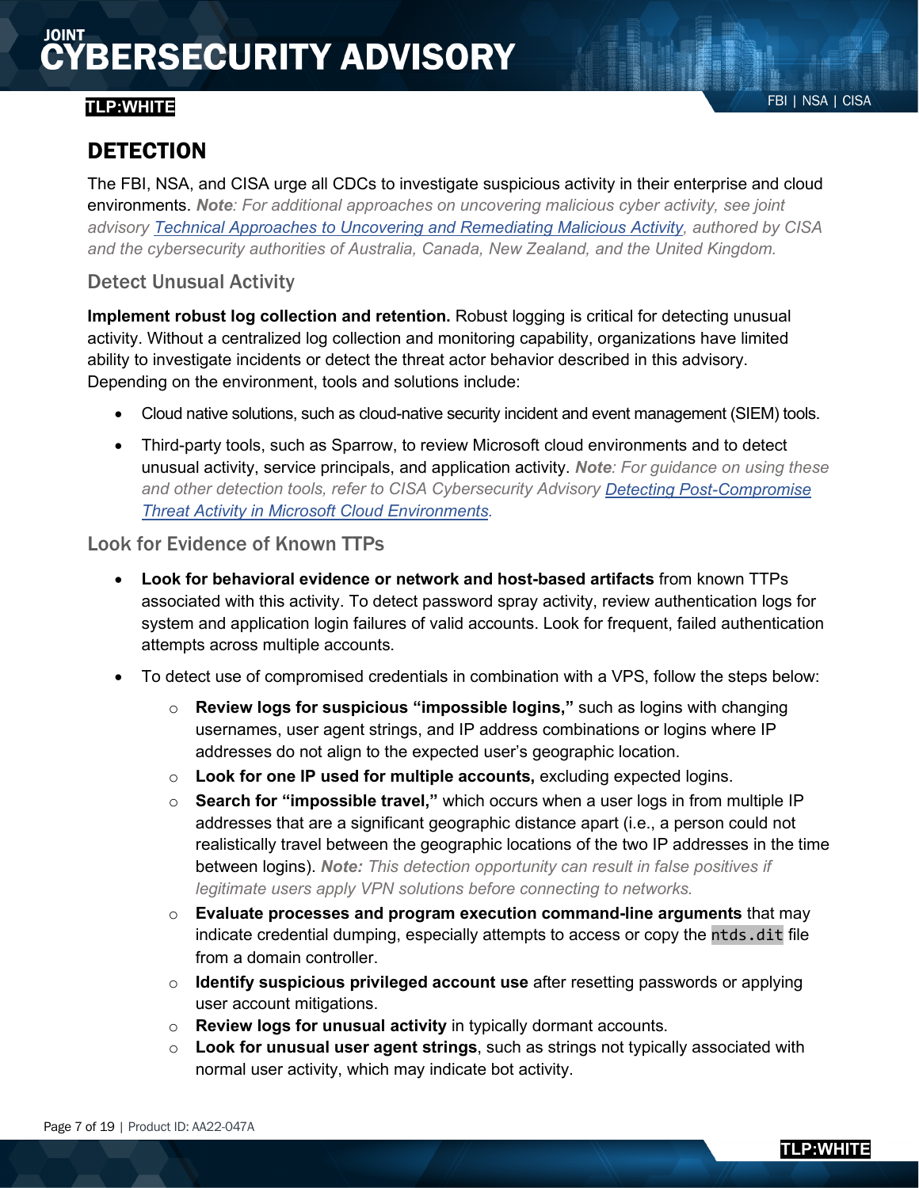## DETECTION

The FBI, NSA, and CISA urge all CDCs to investigate suspicious activity in their enterprise and cloud environments. ***Note****: For additional approaches on uncovering malicious cyber activity, see joint advisory [Technical Approaches to Uncovering and Remediating Malicious Activity](), authored by CISA and the cybersecurity authorities of Australia, Canada, New Zealand, and the United Kingdom.*

### Detect Unusual Activity

**Implement robust log collection and retention.** Robust logging is critical for detecting unusual activity. Without a centralized log collection and monitoring capability, organizations have limited ability to investigate incidents or detect the threat actor behavior described in this advisory. Depending on the environment, tools and solutions include:

- Cloud native solutions, such as cloud-native security incident and event management (SIEM) tools.
- Third-party tools, such as Sparrow, to review Microsoft cloud environments and to detect unusual activity, service principals, and application activity. ***Note****: For guidance on using these and other detection tools, refer to CISA Cybersecurity Advisory [Detecting Post-Compromise Threat Activity in Microsoft Cloud Environments]().*

### Look for Evidence of Known TTPs

- **Look for behavioral evidence or network and host-based artifacts** from known TTPs associated with this activity. To detect password spray activity, review authentication logs for system and application login failures of valid accounts. Look for frequent, failed authentication attempts across multiple accounts.
- To detect use of compromised credentials in combination with a VPS, follow the steps below:
  - **Review logs for suspicious "impossible logins,"** such as logins with changing usernames, user agent strings, and IP address combinations or logins where IP addresses do not align to the expected user's geographic location.
  - **Look for one IP used for multiple accounts,** excluding expected logins.
  - **Search for "impossible travel,"** which occurs when a user logs in from multiple IP addresses that are a significant geographic distance apart (i.e., a person could not realistically travel between the geographic locations of the two IP addresses in the time between logins). ***Note:*** *This detection opportunity can result in false positives if legitimate users apply VPN solutions before connecting to networks.*
  - **Evaluate processes and program execution command-line arguments** that may indicate credential dumping, especially attempts to access or copy the `ntds.dit` file from a domain controller.
  - **Identify suspicious privileged account use** after resetting passwords or applying user account mitigations.
  - **Review logs for unusual activity** in typically dormant accounts.
  - **Look for unusual user agent strings**, such as strings not typically associated with normal user activity, which may indicate bot activity.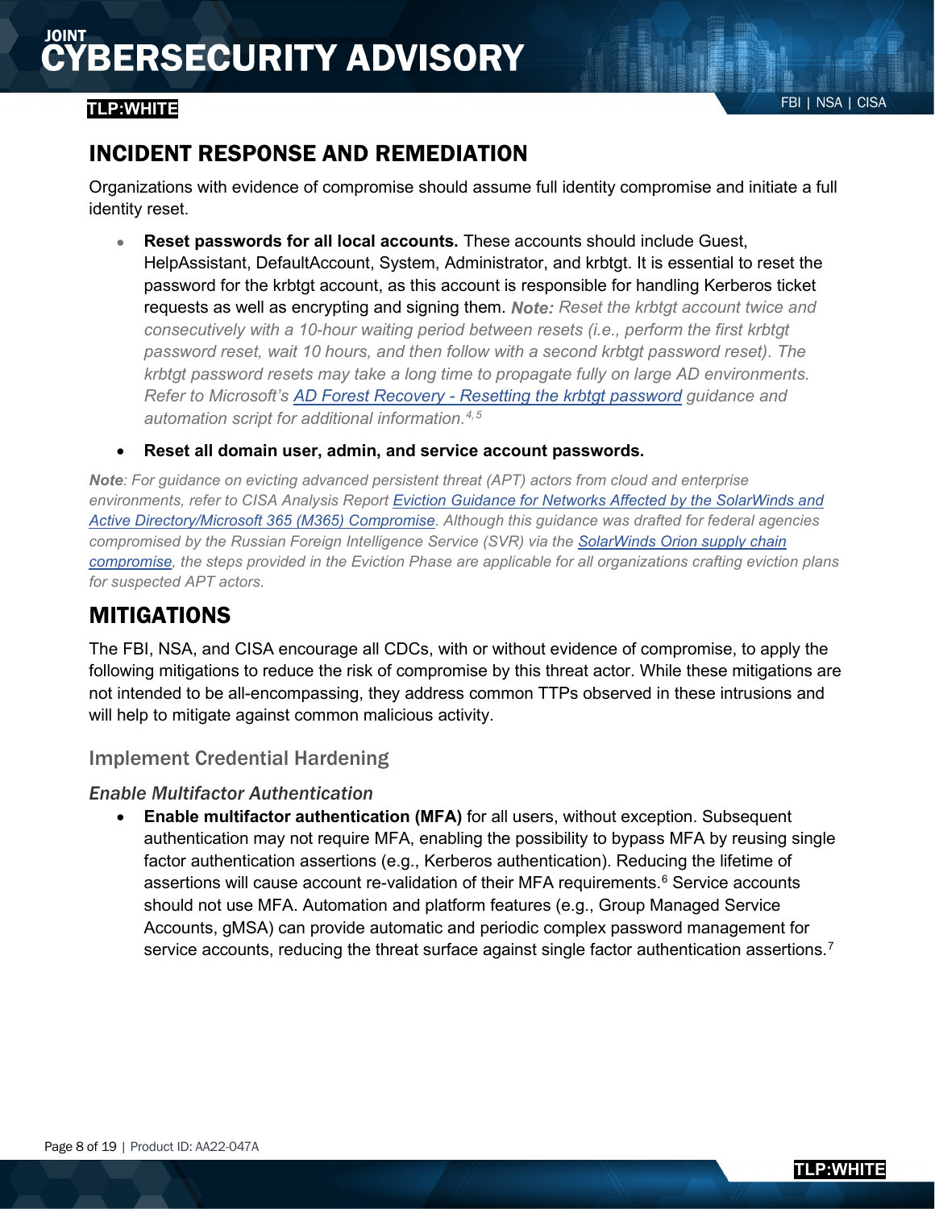## INCIDENT RESPONSE AND REMEDIATION

Organizations with evidence of compromise should assume full identity compromise and initiate a full identity reset.

- **Reset passwords for all local accounts.** These accounts should include Guest, HelpAssistant, DefaultAccount, System, Administrator, and krbtgt. It is essential to reset the password for the krbtgt account, as this account is responsible for handling Kerberos ticket requests as well as encrypting and signing them. ***Note:*** *Reset the krbtgt account twice and consecutively with a 10-hour waiting period between resets (i.e., perform the first krbtgt password reset, wait 10 hours, and then follow with a second krbtgt password reset). The krbtgt password resets may take a long time to propagate fully on large AD environments. Refer to Microsoft's [AD Forest Recovery - Resetting the krbtgt password](#) guidance and automation script for additional information.*[4,5]
- **Reset all domain user, admin, and service account passwords.**

***Note****: For guidance on evicting advanced persistent threat (APT) actors from cloud and enterprise environments, refer to CISA Analysis Report [Eviction Guidance for Networks Affected by the SolarWinds and Active Directory/Microsoft 365 (M365) Compromise](#). Although this guidance was drafted for federal agencies compromised by the Russian Foreign Intelligence Service (SVR) via the [SolarWinds Orion supply chain compromise](#), the steps provided in the Eviction Phase are applicable for all organizations crafting eviction plans for suspected APT actors.*

## MITIGATIONS

The FBI, NSA, and CISA encourage all CDCs, with or without evidence of compromise, to apply the following mitigations to reduce the risk of compromise by this threat actor. While these mitigations are not intended to be all-encompassing, they address common TTPs observed in these intrusions and will help to mitigate against common malicious activity.

### Implement Credential Hardening

#### *Enable Multifactor Authentication*

- **Enable multifactor authentication (MFA)** for all users, without exception. Subsequent authentication may not require MFA, enabling the possibility to bypass MFA by reusing single factor authentication assertions (e.g., Kerberos authentication). Reducing the lifetime of assertions will cause account re-validation of their MFA requirements.[6] Service accounts should not use MFA. Automation and platform features (e.g., Group Managed Service Accounts, gMSA) can provide automatic and periodic complex password management for service accounts, reducing the threat surface against single factor authentication assertions.[7]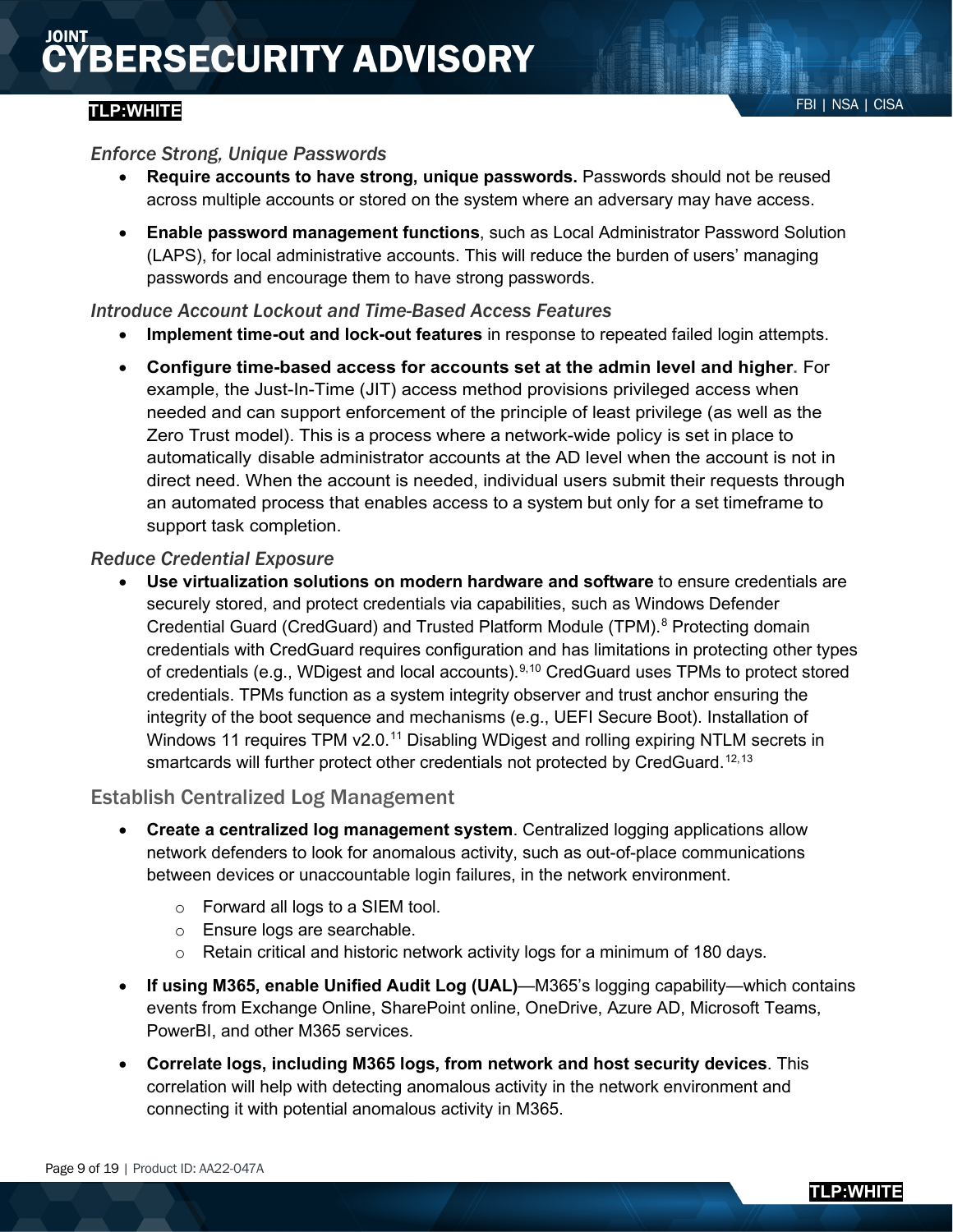#### *Enforce Strong, Unique Passwords*

- **Require accounts to have strong, unique passwords.** Passwords should not be reused across multiple accounts or stored on the system where an adversary may have access.
- **Enable password management functions**, such as Local Administrator Password Solution (LAPS), for local administrative accounts. This will reduce the burden of users' managing passwords and encourage them to have strong passwords.

#### *Introduce Account Lockout and Time-Based Access Features*

- **Implement time-out and lock-out features** in response to repeated failed login attempts.
- **Configure time-based access for accounts set at the admin level and higher**. For example, the Just-In-Time (JIT) access method provisions privileged access when needed and can support enforcement of the principle of least privilege (as well as the Zero Trust model). This is a process where a network-wide policy is set in place to automatically disable administrator accounts at the AD level when the account is not in direct need. When the account is needed, individual users submit their requests through an automated process that enables access to a system but only for a set timeframe to support task completion.

#### *Reduce Credential Exposure*

- **Use virtualization solutions on modern hardware and software** to ensure credentials are securely stored, and protect credentials via capabilities, such as Windows Defender Credential Guard (CredGuard) and Trusted Platform Module (TPM).[8] Protecting domain credentials with CredGuard requires configuration and has limitations in protecting other types of credentials (e.g., WDigest and local accounts).[9,10] CredGuard uses TPMs to protect stored credentials. TPMs function as a system integrity observer and trust anchor ensuring the integrity of the boot sequence and mechanisms (e.g., UEFI Secure Boot). Installation of Windows 11 requires TPM v2.0.[11] Disabling WDigest and rolling expiring NTLM secrets in smartcards will further protect other credentials not protected by CredGuard.[12,13]

### Establish Centralized Log Management

- **Create a centralized log management system**. Centralized logging applications allow network defenders to look for anomalous activity, such as out-of-place communications between devices or unaccountable login failures, in the network environment.
  - Forward all logs to a SIEM tool.
  - Ensure logs are searchable.
  - Retain critical and historic network activity logs for a minimum of 180 days.
- **If using M365, enable Unified Audit Log (UAL)**—M365's logging capability—which contains events from Exchange Online, SharePoint online, OneDrive, Azure AD, Microsoft Teams, PowerBI, and other M365 services.
- **Correlate logs, including M365 logs, from network and host security devices**. This correlation will help with detecting anomalous activity in the network environment and connecting it with potential anomalous activity in M365.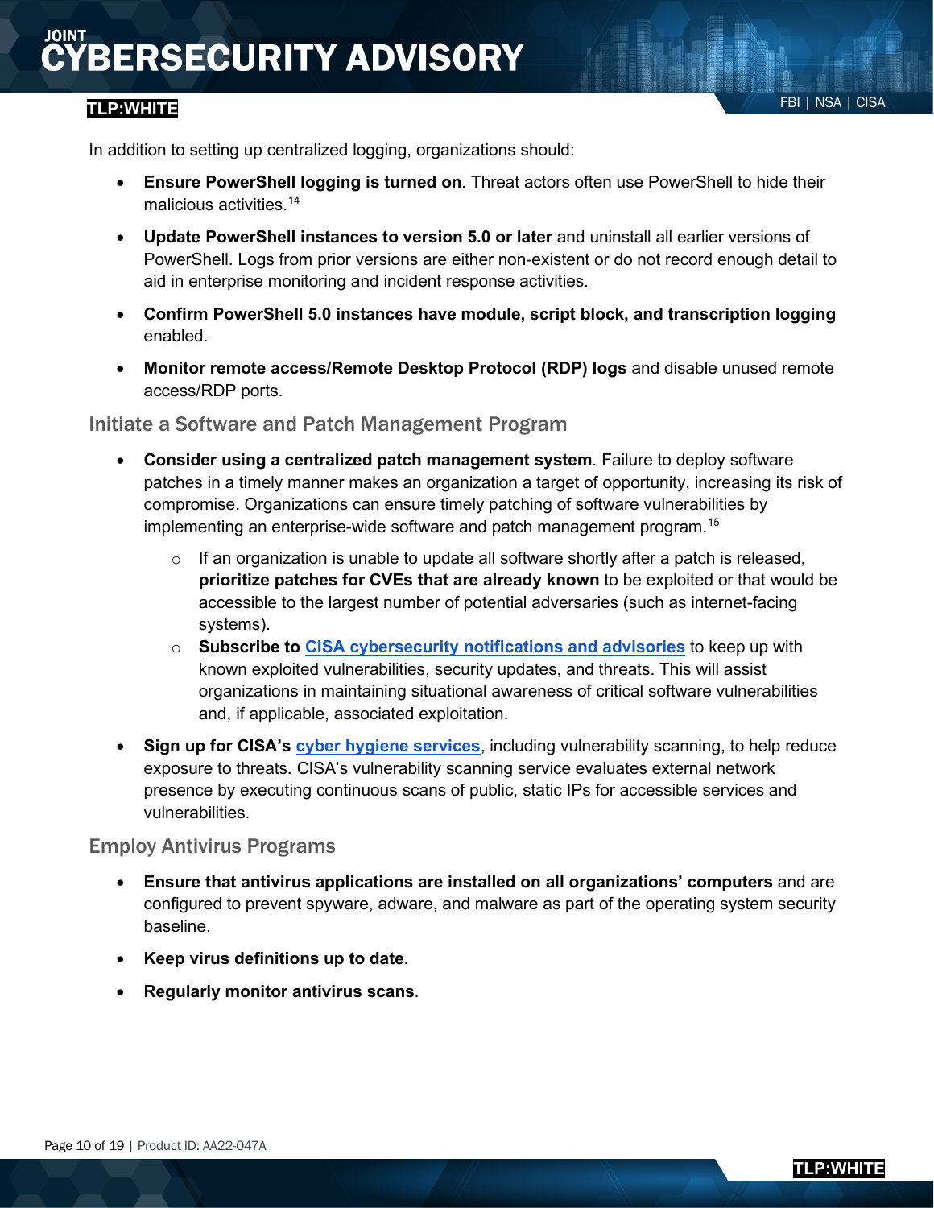In addition to setting up centralized logging, organizations should:

- **Ensure PowerShell logging is turned on**. Threat actors often use PowerShell to hide their malicious activities.[14]
- **Update PowerShell instances to version 5.0 or later** and uninstall all earlier versions of PowerShell. Logs from prior versions are either non-existent or do not record enough detail to aid in enterprise monitoring and incident response activities.
- **Confirm PowerShell 5.0 instances have module, script block, and transcription logging** enabled.
- **Monitor remote access/Remote Desktop Protocol (RDP) logs** and disable unused remote access/RDP ports.

### Initiate a Software and Patch Management Program

- **Consider using a centralized patch management system**. Failure to deploy software patches in a timely manner makes an organization a target of opportunity, increasing its risk of compromise. Organizations can ensure timely patching of software vulnerabilities by implementing an enterprise-wide software and patch management program.[15]
  - If an organization is unable to update all software shortly after a patch is released, **prioritize patches for CVEs that are already known** to be exploited or that would be accessible to the largest number of potential adversaries (such as internet-facing systems).
  - **Subscribe to CISA cybersecurity notifications and advisories** to keep up with known exploited vulnerabilities, security updates, and threats. This will assist organizations in maintaining situational awareness of critical software vulnerabilities and, if applicable, associated exploitation.
- **Sign up for CISA's cyber hygiene services**, including vulnerability scanning, to help reduce exposure to threats. CISA's vulnerability scanning service evaluates external network presence by executing continuous scans of public, static IPs for accessible services and vulnerabilities.

### Employ Antivirus Programs

- **Ensure that antivirus applications are installed on all organizations' computers** and are configured to prevent spyware, adware, and malware as part of the operating system security baseline.
- **Keep virus definitions up to date**.
- **Regularly monitor antivirus scans**.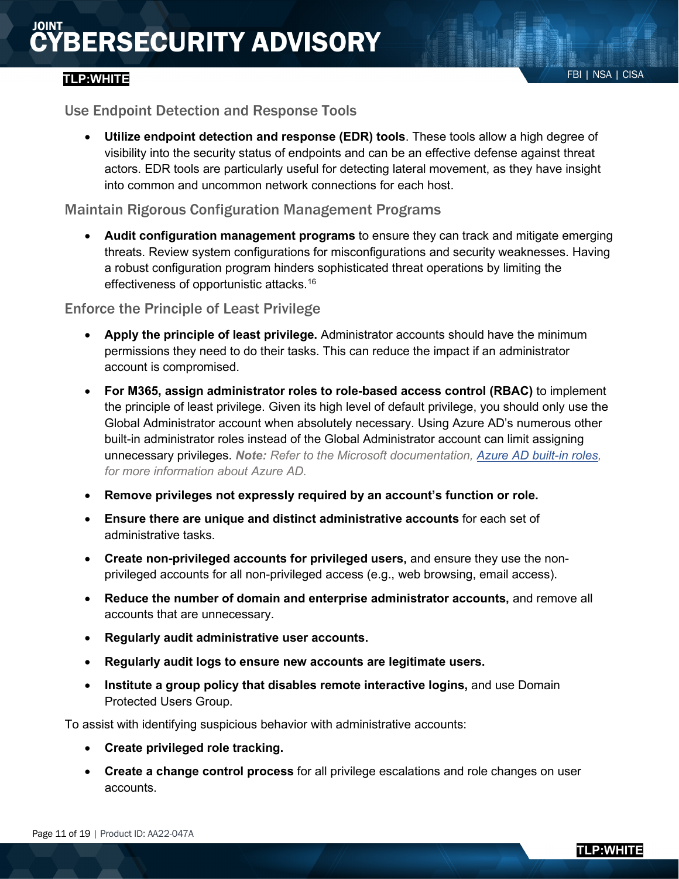### Use Endpoint Detection and Response Tools

- **Utilize endpoint detection and response (EDR) tools**. These tools allow a high degree of visibility into the security status of endpoints and can be an effective defense against threat actors. EDR tools are particularly useful for detecting lateral movement, as they have insight into common and uncommon network connections for each host.

### Maintain Rigorous Configuration Management Programs

- **Audit configuration management programs** to ensure they can track and mitigate emerging threats. Review system configurations for misconfigurations and security weaknesses. Having a robust configuration program hinders sophisticated threat operations by limiting the effectiveness of opportunistic attacks.[16]

### Enforce the Principle of Least Privilege

- **Apply the principle of least privilege.** Administrator accounts should have the minimum permissions they need to do their tasks. This can reduce the impact if an administrator account is compromised.
- **For M365, assign administrator roles to role-based access control (RBAC)** to implement the principle of least privilege. Given its high level of default privilege, you should only use the Global Administrator account when absolutely necessary. Using Azure AD's numerous other built-in administrator roles instead of the Global Administrator account can limit assigning unnecessary privileges. ***Note:*** *Refer to the Microsoft documentation, [Azure AD built-in roles](), for more information about Azure AD.*
- **Remove privileges not expressly required by an account's function or role.**
- **Ensure there are unique and distinct administrative accounts** for each set of administrative tasks.
- **Create non-privileged accounts for privileged users,** and ensure they use the non-privileged accounts for all non-privileged access (e.g., web browsing, email access).
- **Reduce the number of domain and enterprise administrator accounts,** and remove all accounts that are unnecessary.
- **Regularly audit administrative user accounts.**
- **Regularly audit logs to ensure new accounts are legitimate users.**
- **Institute a group policy that disables remote interactive logins,** and use Domain Protected Users Group.

To assist with identifying suspicious behavior with administrative accounts:

- **Create privileged role tracking.**
- **Create a change control process** for all privilege escalations and role changes on user accounts.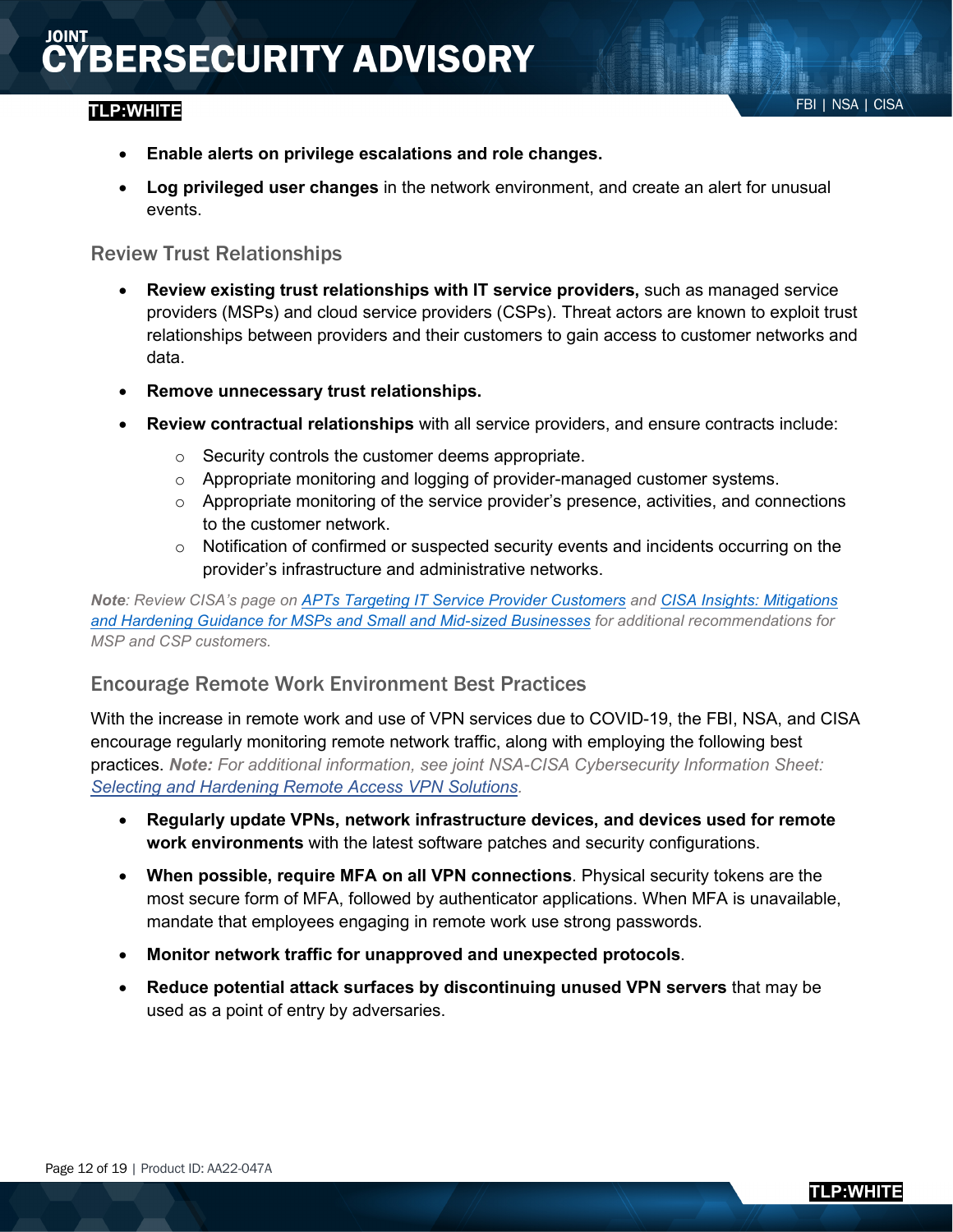- **Enable alerts on privilege escalations and role changes.**
- **Log privileged user changes** in the network environment, and create an alert for unusual events.

### Review Trust Relationships

- **Review existing trust relationships with IT service providers,** such as managed service providers (MSPs) and cloud service providers (CSPs). Threat actors are known to exploit trust relationships between providers and their customers to gain access to customer networks and data.
- **Remove unnecessary trust relationships.**
- **Review contractual relationships** with all service providers, and ensure contracts include:
  - Security controls the customer deems appropriate.
  - Appropriate monitoring and logging of provider-managed customer systems.
  - Appropriate monitoring of the service provider's presence, activities, and connections to the customer network.
  - Notification of confirmed or suspected security events and incidents occurring on the provider's infrastructure and administrative networks.

***Note****: Review CISA's page on* [*APTs Targeting IT Service Provider Customers*]() *and* [*CISA Insights: Mitigations and Hardening Guidance for MSPs and Small and Mid-sized Businesses*]() *for additional recommendations for MSP and CSP customers.*

### Encourage Remote Work Environment Best Practices

With the increase in remote work and use of VPN services due to COVID-19, the FBI, NSA, and CISA encourage regularly monitoring remote network traffic, along with employing the following best practices. ***Note:*** *For additional information, see joint NSA-CISA Cybersecurity Information Sheet:* [*Selecting and Hardening Remote Access VPN Solutions*]()*.*

- **Regularly update VPNs, network infrastructure devices, and devices used for remote work environments** with the latest software patches and security configurations.
- **When possible, require MFA on all VPN connections**. Physical security tokens are the most secure form of MFA, followed by authenticator applications. When MFA is unavailable, mandate that employees engaging in remote work use strong passwords.
- **Monitor network traffic for unapproved and unexpected protocols**.
- **Reduce potential attack surfaces by discontinuing unused VPN servers** that may be used as a point of entry by adversaries.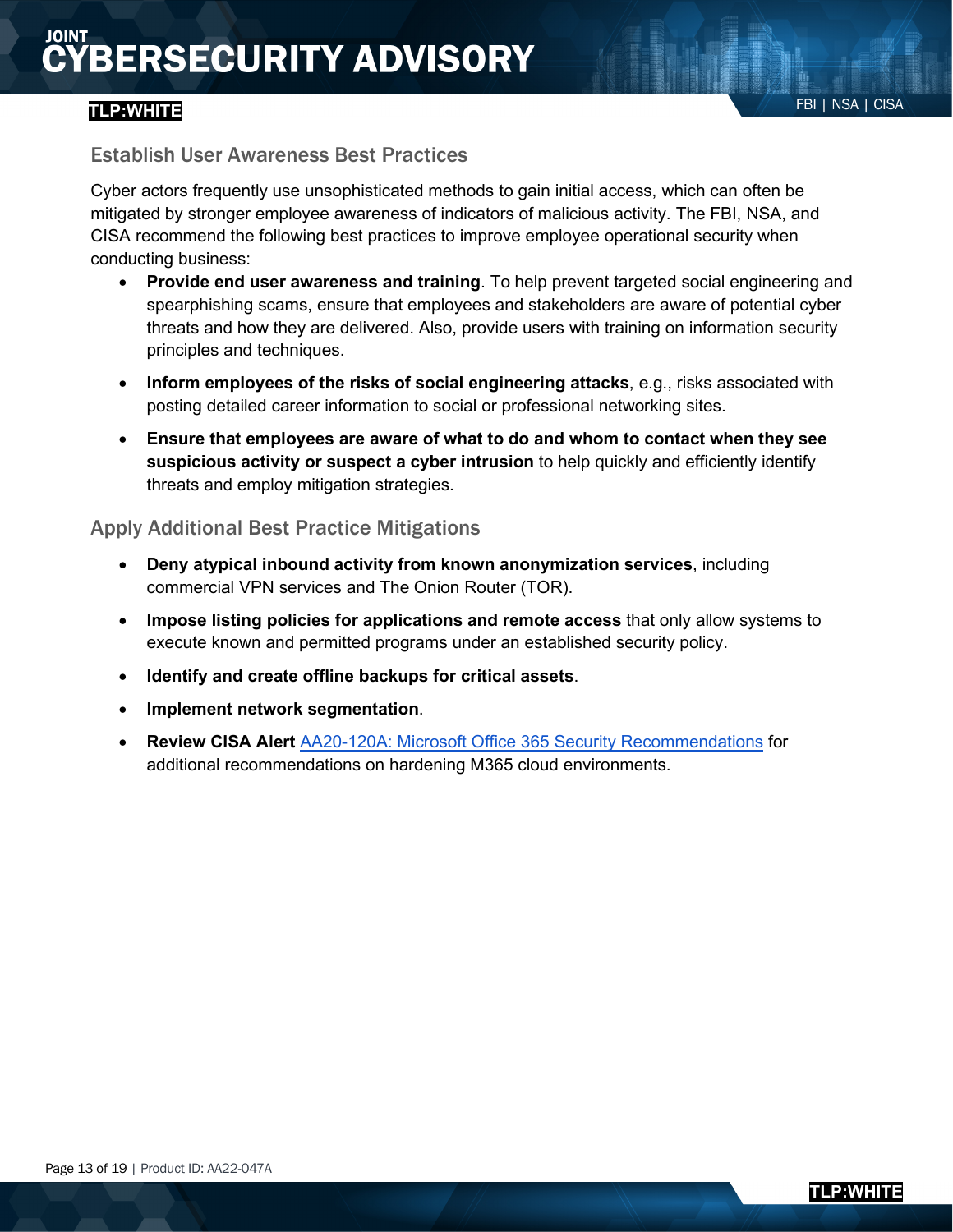### Establish User Awareness Best Practices

Cyber actors frequently use unsophisticated methods to gain initial access, which can often be mitigated by stronger employee awareness of indicators of malicious activity. The FBI, NSA, and CISA recommend the following best practices to improve employee operational security when conducting business:

- **Provide end user awareness and training**. To help prevent targeted social engineering and spearphishing scams, ensure that employees and stakeholders are aware of potential cyber threats and how they are delivered. Also, provide users with training on information security principles and techniques.
- **Inform employees of the risks of social engineering attacks**, e.g., risks associated with posting detailed career information to social or professional networking sites.
- **Ensure that employees are aware of what to do and whom to contact when they see suspicious activity or suspect a cyber intrusion** to help quickly and efficiently identify threats and employ mitigation strategies.

### Apply Additional Best Practice Mitigations

- **Deny atypical inbound activity from known anonymization services**, including commercial VPN services and The Onion Router (TOR).
- **Impose listing policies for applications and remote access** that only allow systems to execute known and permitted programs under an established security policy.
- **Identify and create offline backups for critical assets**.
- **Implement network segmentation**.
- **Review CISA Alert** [AA20-120A: Microsoft Office 365 Security Recommendations] for additional recommendations on hardening M365 cloud environments.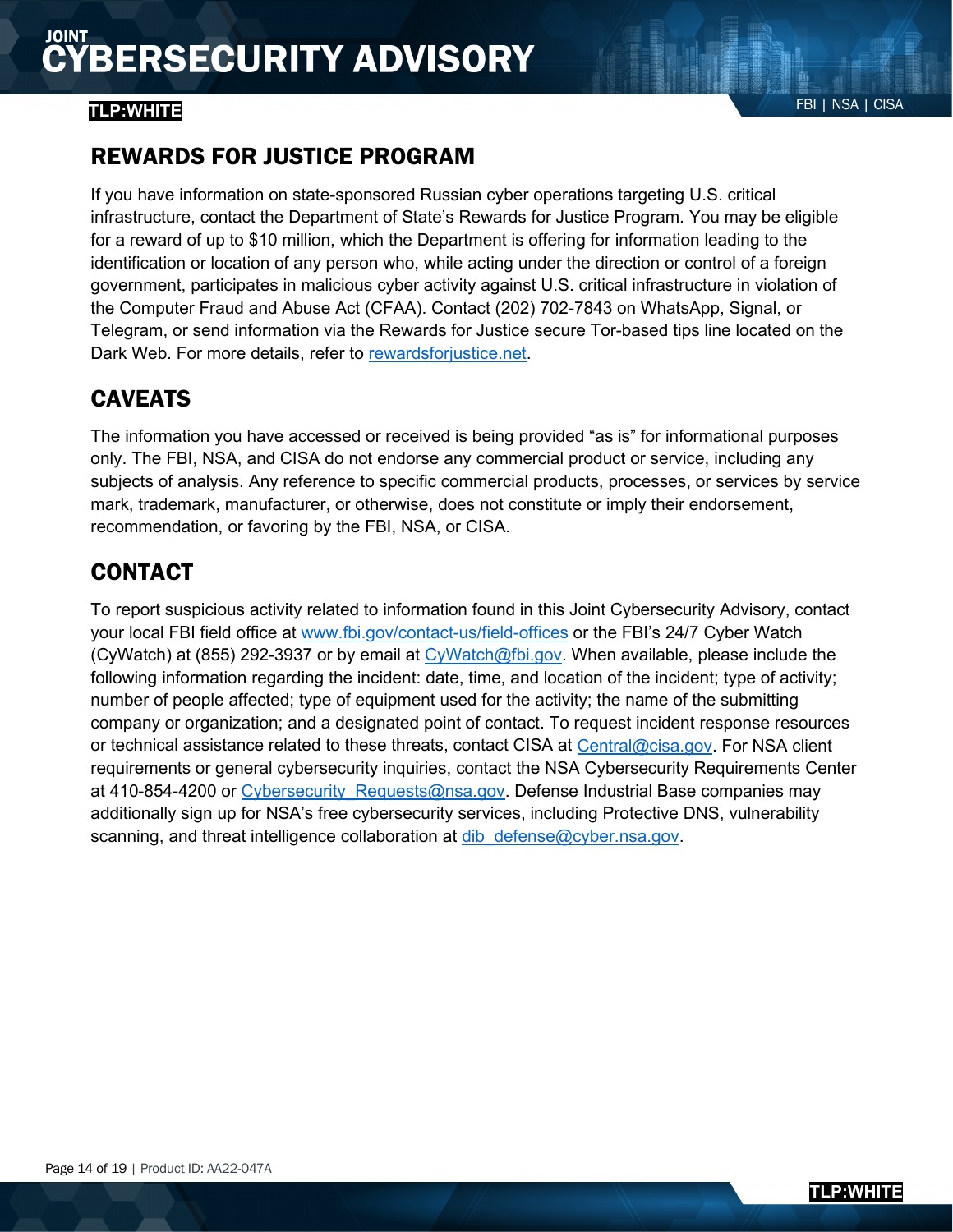## REWARDS FOR JUSTICE PROGRAM

If you have information on state-sponsored Russian cyber operations targeting U.S. critical infrastructure, contact the Department of State's Rewards for Justice Program. You may be eligible for a reward of up to $10 million, which the Department is offering for information leading to the identification or location of any person who, while acting under the direction or control of a foreign government, participates in malicious cyber activity against U.S. critical infrastructure in violation of the Computer Fraud and Abuse Act (CFAA). Contact (202) 702-7843 on WhatsApp, Signal, or Telegram, or send information via the Rewards for Justice secure Tor-based tips line located on the Dark Web. For more details, refer to rewardsforjustice.net.

## CAVEATS

The information you have accessed or received is being provided "as is" for informational purposes only. The FBI, NSA, and CISA do not endorse any commercial product or service, including any subjects of analysis. Any reference to specific commercial products, processes, or services by service mark, trademark, manufacturer, or otherwise, does not constitute or imply their endorsement, recommendation, or favoring by the FBI, NSA, or CISA.

## CONTACT

To report suspicious activity related to information found in this Joint Cybersecurity Advisory, contact your local FBI field office at www.fbi.gov/contact-us/field-offices or the FBI's 24/7 Cyber Watch (CyWatch) at (855) 292-3937 or by email at CyWatch@fbi.gov. When available, please include the following information regarding the incident: date, time, and location of the incident; type of activity; number of people affected; type of equipment used for the activity; the name of the submitting company or organization; and a designated point of contact. To request incident response resources or technical assistance related to these threats, contact CISA at Central@cisa.gov. For NSA client requirements or general cybersecurity inquiries, contact the NSA Cybersecurity Requirements Center at 410-854-4200 or Cybersecurity_Requests@nsa.gov. Defense Industrial Base companies may additionally sign up for NSA's free cybersecurity services, including Protective DNS, vulnerability scanning, and threat intelligence collaboration at dib_defense@cyber.nsa.gov.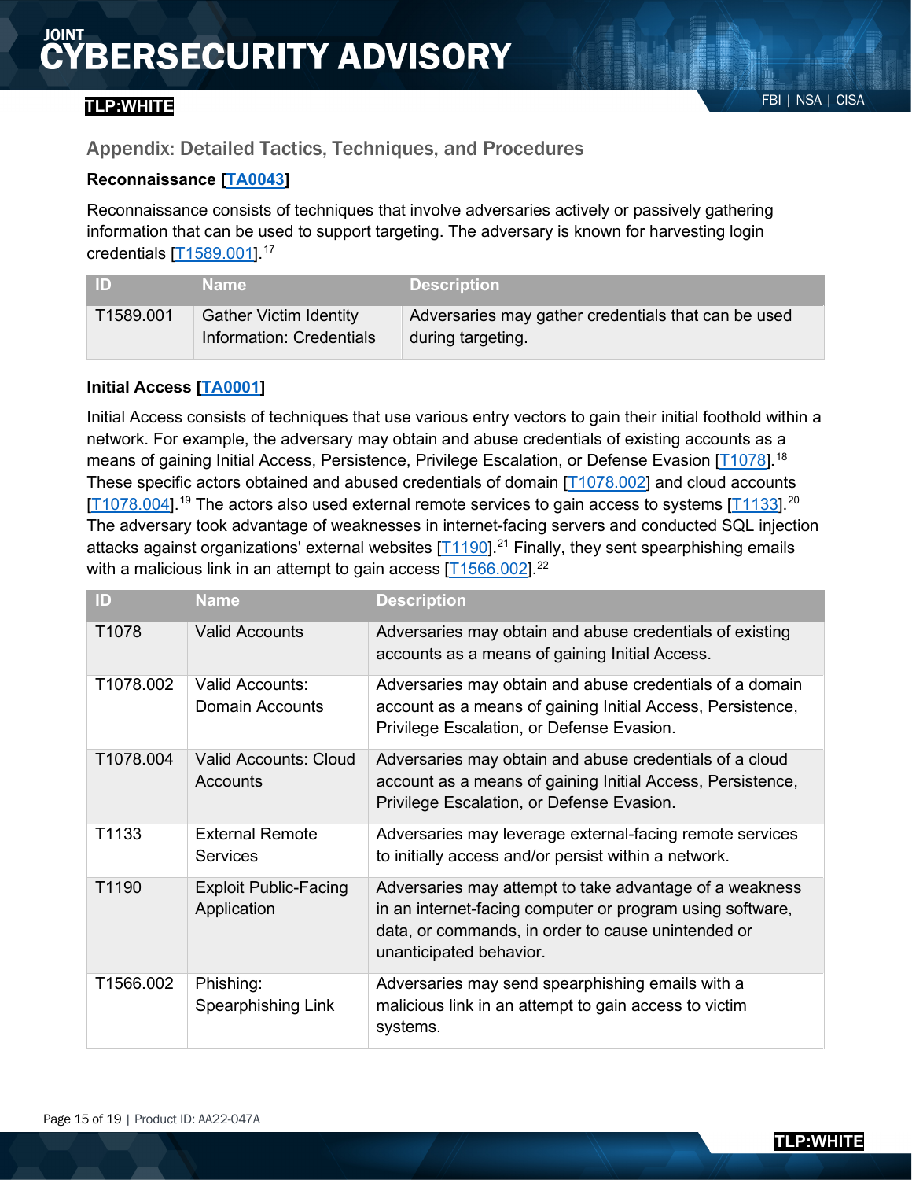## Appendix: Detailed Tactics, Techniques, and Procedures

### Reconnaissance [TA0043]

Reconnaissance consists of techniques that involve adversaries actively or passively gathering information that can be used to support targeting. The adversary is known for harvesting login credentials [T1589.001].[17]

| ID | Name | Description |
|---|---|---|
| T1589.001 | Gather Victim Identity Information: Credentials | Adversaries may gather credentials that can be used during targeting. |

### Initial Access [TA0001]

Initial Access consists of techniques that use various entry vectors to gain their initial foothold within a network. For example, the adversary may obtain and abuse credentials of existing accounts as a means of gaining Initial Access, Persistence, Privilege Escalation, or Defense Evasion [T1078].[18] These specific actors obtained and abused credentials of domain [T1078.002] and cloud accounts [T1078.004].[19] The actors also used external remote services to gain access to systems [T1133].[20] The adversary took advantage of weaknesses in internet-facing servers and conducted SQL injection attacks against organizations' external websites [T1190].[21] Finally, they sent spearphishing emails with a malicious link in an attempt to gain access [T1566.002].[22]

| ID | Name | Description |
|---|---|---|
| T1078 | Valid Accounts | Adversaries may obtain and abuse credentials of existing accounts as a means of gaining Initial Access. |
| T1078.002 | Valid Accounts: Domain Accounts | Adversaries may obtain and abuse credentials of a domain account as a means of gaining Initial Access, Persistence, Privilege Escalation, or Defense Evasion. |
| T1078.004 | Valid Accounts: Cloud Accounts | Adversaries may obtain and abuse credentials of a cloud account as a means of gaining Initial Access, Persistence, Privilege Escalation, or Defense Evasion. |
| T1133 | External Remote Services | Adversaries may leverage external-facing remote services to initially access and/or persist within a network. |
| T1190 | Exploit Public-Facing Application | Adversaries may attempt to take advantage of a weakness in an internet-facing computer or program using software, data, or commands, in order to cause unintended or unanticipated behavior. |
| T1566.002 | Phishing: Spearphishing Link | Adversaries may send spearphishing emails with a malicious link in an attempt to gain access to victim systems. |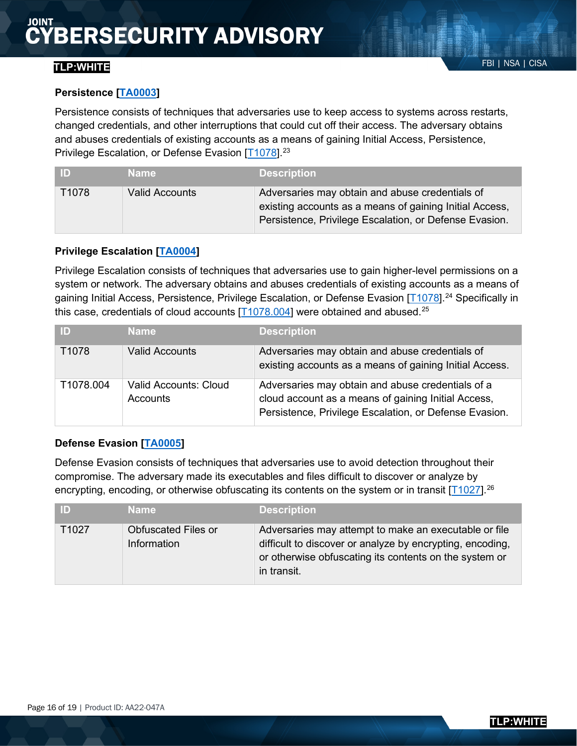**Persistence [TA0003]**

Persistence consists of techniques that adversaries use to keep access to systems across restarts, changed credentials, and other interruptions that could cut off their access. The adversary obtains and abuses credentials of existing accounts as a means of gaining Initial Access, Persistence, Privilege Escalation, or Defense Evasion [T1078].[23]

| ID | Name | Description |
| --- | --- | --- |
| T1078 | Valid Accounts | Adversaries may obtain and abuse credentials of existing accounts as a means of gaining Initial Access, Persistence, Privilege Escalation, or Defense Evasion. |

**Privilege Escalation [TA0004]**

Privilege Escalation consists of techniques that adversaries use to gain higher-level permissions on a system or network. The adversary obtains and abuses credentials of existing accounts as a means of gaining Initial Access, Persistence, Privilege Escalation, or Defense Evasion [T1078].[24] Specifically in this case, credentials of cloud accounts [T1078.004] were obtained and abused.[25]

| ID | Name | Description |
| --- | --- | --- |
| T1078 | Valid Accounts | Adversaries may obtain and abuse credentials of existing accounts as a means of gaining Initial Access. |
| T1078.004 | Valid Accounts: Cloud Accounts | Adversaries may obtain and abuse credentials of a cloud account as a means of gaining Initial Access, Persistence, Privilege Escalation, or Defense Evasion. |

**Defense Evasion [TA0005]**

Defense Evasion consists of techniques that adversaries use to avoid detection throughout their compromise. The adversary made its executables and files difficult to discover or analyze by encrypting, encoding, or otherwise obfuscating its contents on the system or in transit [T1027].[26]

| ID | Name | Description |
| --- | --- | --- |
| T1027 | Obfuscated Files or Information | Adversaries may attempt to make an executable or file difficult to discover or analyze by encrypting, encoding, or otherwise obfuscating its contents on the system or in transit. |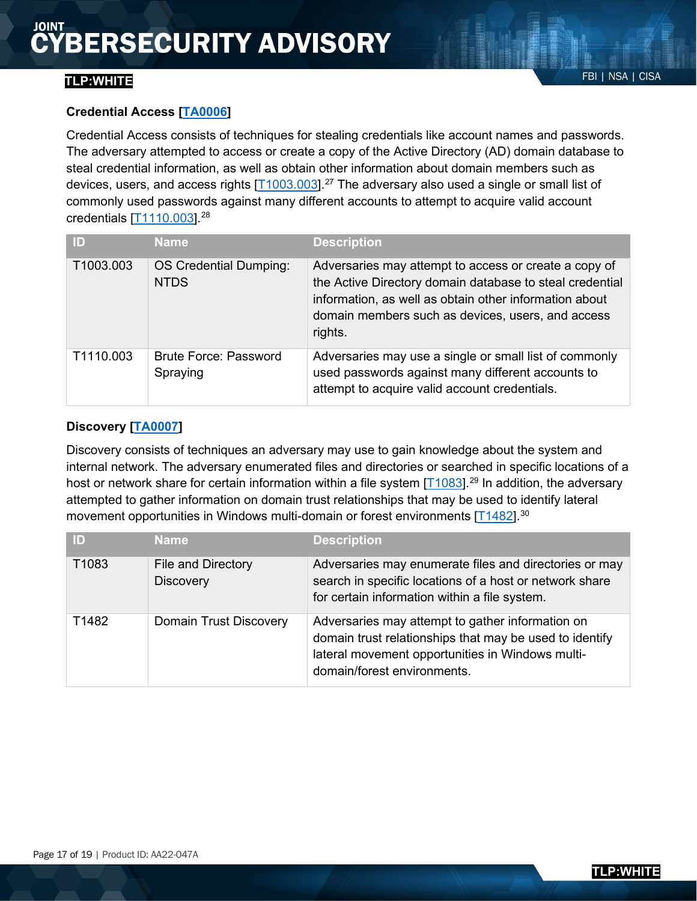**Credential Access [TA0006]**

Credential Access consists of techniques for stealing credentials like account names and passwords. The adversary attempted to access or create a copy of the Active Directory (AD) domain database to steal credential information, as well as obtain other information about domain members such as devices, users, and access rights [T1003.003].[27] The adversary also used a single or small list of commonly used passwords against many different accounts to attempt to acquire valid account credentials [T1110.003].[28]

| ID | Name | Description |
|---|---|---|
| T1003.003 | OS Credential Dumping: NTDS | Adversaries may attempt to access or create a copy of the Active Directory domain database to steal credential information, as well as obtain other information about domain members such as devices, users, and access rights. |
| T1110.003 | Brute Force: Password Spraying | Adversaries may use a single or small list of commonly used passwords against many different accounts to attempt to acquire valid account credentials. |

**Discovery [TA0007]**

Discovery consists of techniques an adversary may use to gain knowledge about the system and internal network. The adversary enumerated files and directories or searched in specific locations of a host or network share for certain information within a file system [T1083].[29] In addition, the adversary attempted to gather information on domain trust relationships that may be used to identify lateral movement opportunities in Windows multi-domain or forest environments [T1482].[30]

| ID | Name | Description |
|---|---|---|
| T1083 | File and Directory Discovery | Adversaries may enumerate files and directories or may search in specific locations of a host or network share for certain information within a file system. |
| T1482 | Domain Trust Discovery | Adversaries may attempt to gather information on domain trust relationships that may be used to identify lateral movement opportunities in Windows multi-domain/forest environments. |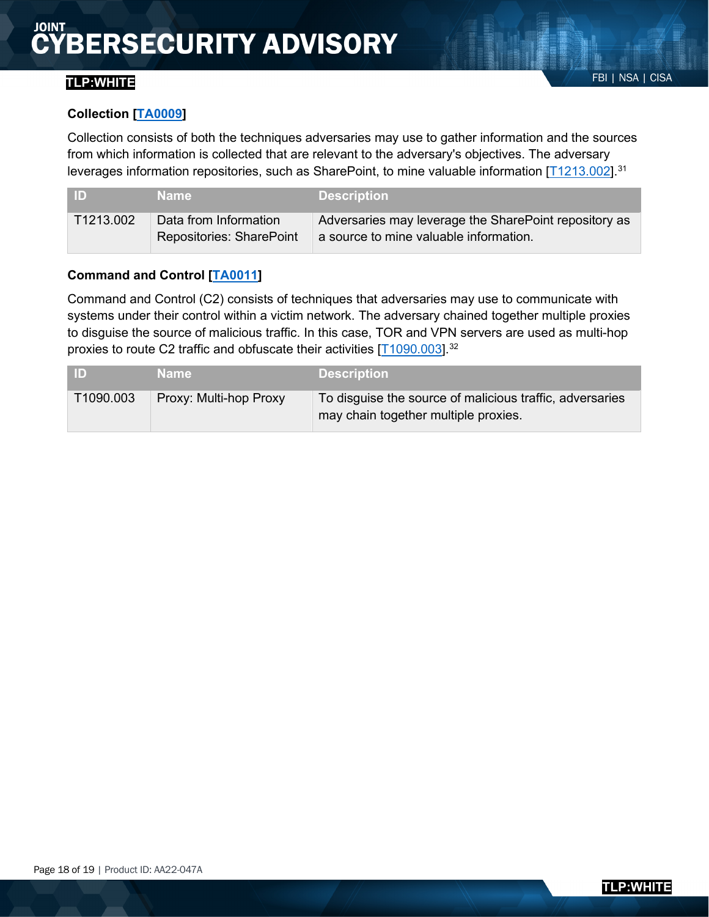### Collection [TA0009]

Collection consists of both the techniques adversaries may use to gather information and the sources from which information is collected that are relevant to the adversary's objectives. The adversary leverages information repositories, such as SharePoint, to mine valuable information [T1213.002].[31]

| ID | Name | Description |
|---|---|---|
| T1213.002 | Data from Information Repositories: SharePoint | Adversaries may leverage the SharePoint repository as a source to mine valuable information. |

### Command and Control [TA0011]

Command and Control (C2) consists of techniques that adversaries may use to communicate with systems under their control within a victim network. The adversary chained together multiple proxies to disguise the source of malicious traffic. In this case, TOR and VPN servers are used as multi-hop proxies to route C2 traffic and obfuscate their activities [T1090.003].[32]

| ID | Name | Description |
|---|---|---|
| T1090.003 | Proxy: Multi-hop Proxy | To disguise the source of malicious traffic, adversaries may chain together multiple proxies. |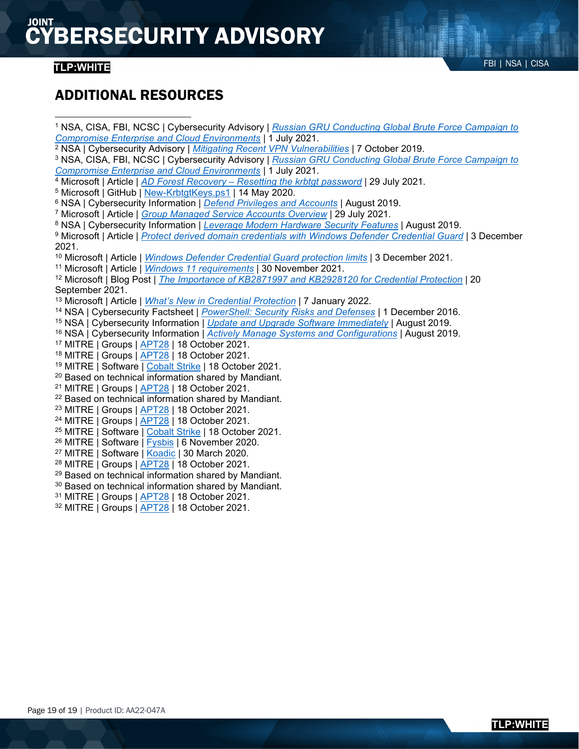## ADDITIONAL RESOURCES

[1] NSA, CISA, FBI, NCSC | Cybersecurity Advisory | *Russian GRU Conducting Global Brute Force Campaign to Compromise Enterprise and Cloud Environments* | 1 July 2021.
[2] NSA | Cybersecurity Advisory | *Mitigating Recent VPN Vulnerabilities* | 7 October 2019.
[3] NSA, CISA, FBI, NCSC | Cybersecurity Advisory | *Russian GRU Conducting Global Brute Force Campaign to Compromise Enterprise and Cloud Environments* | 1 July 2021.
[4] Microsoft | Article | *AD Forest Recovery – Resetting the krbtgt password* | 29 July 2021.
[5] Microsoft | GitHub | New-KrbtgtKeys.ps1 | 14 May 2020.
[6] NSA | Cybersecurity Information | *Defend Privileges and Accounts* | August 2019.
[7] Microsoft | Article | *Group Managed Service Accounts Overview* | 29 July 2021.
[8] NSA | Cybersecurity Information | *Leverage Modern Hardware Security Features* | August 2019.
[9] Microsoft | Article | *Protect derived domain credentials with Windows Defender Credential Guard* | 3 December 2021.
[10] Microsoft | Article | *Windows Defender Credential Guard protection limits* | 3 December 2021.
[11] Microsoft | Article | *Windows 11 requirements* | 30 November 2021.
[12] Microsoft | Blog Post | *The Importance of KB2871997 and KB2928120 for Credential Protection* | 20 September 2021.
[13] Microsoft | Article | *What's New in Credential Protection* | 7 January 2022.
[14] NSA | Cybersecurity Factsheet | *PowerShell: Security Risks and Defenses* | 1 December 2016.
[15] NSA | Cybersecurity Information | *Update and Upgrade Software Immediately* | August 2019.
[16] NSA | Cybersecurity Information | *Actively Manage Systems and Configurations* | August 2019.
[17] MITRE | Groups | APT28 | 18 October 2021.
[18] MITRE | Groups | APT28 | 18 October 2021.
[19] MITRE | Software | Cobalt Strike | 18 October 2021.
[20] Based on technical information shared by Mandiant.
[21] MITRE | Groups | APT28 | 18 October 2021.
[22] Based on technical information shared by Mandiant.
[23] MITRE | Groups | APT28 | 18 October 2021.
[24] MITRE | Groups | APT28 | 18 October 2021.
[25] MITRE | Software | Cobalt Strike | 18 October 2021.
[26] MITRE | Software | Fysbis | 6 November 2020.
[27] MITRE | Software | Koadic | 30 March 2020.
[28] MITRE | Groups | APT28 | 18 October 2021.
[29] Based on technical information shared by Mandiant.
[30] Based on technical information shared by Mandiant.
[31] MITRE | Groups | APT28 | 18 October 2021.
[32] MITRE | Groups | APT28 | 18 October 2021.